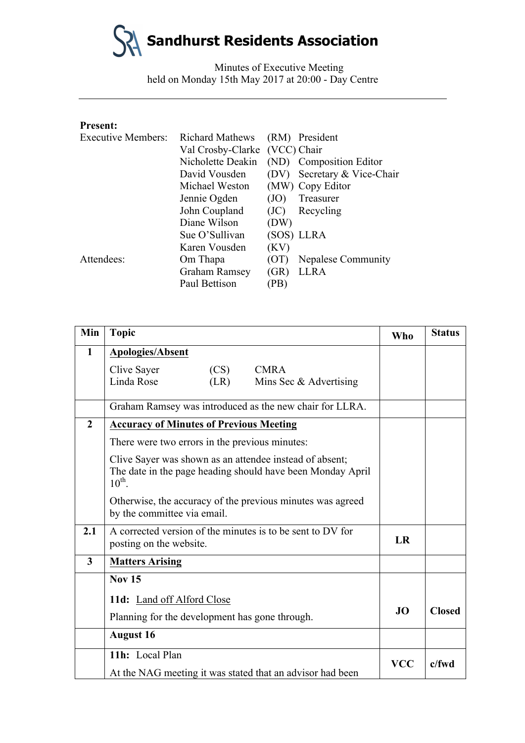# Sandhurst Residents Association

Minutes of Executive Meeting
held on Monday 15th May 2017 at 20:00 - Day Centre

---

**Present:**

| | | | |
|---|---|---|---|
| Executive Members: | Richard Mathews | (RM) | President |
| | Val Crosby-Clarke | (VCC) | Chair |
| | Nicholette Deakin | (ND) | Composition Editor |
| | David Vousden | (DV) | Secretary & Vice-Chair |
| | Michael Weston | (MW) | Copy Editor |
| | Jennie Ogden | (JO) | Treasurer |
| | John Coupland | (JC) | Recycling |
| | Diane Wilson | (DW) | |
| | Sue O'Sullivan | (SOS) | LLRA |
| | Karen Vousden | (KV) | |
| Attendees: | Om Thapa | (OT) | Nepalese Community |
| | Graham Ramsey | (GR) | LLRA |
| | Paul Bettison | (PB) | |

| Min | Topic | Who | Status |
|---|---|---|---|
| **1** | **Apologies/Absent**<br><br>Clive Sayer (CS) CMRA<br>Linda Rose (LR) Mins Sec & Advertising | | |
| | Graham Ramsey was introduced as the new chair for LLRA. | | |
| **2** | **Accuracy of Minutes of Previous Meeting**<br><br>There were two errors in the previous minutes:<br><br>Clive Sayer was shown as an attendee instead of absent;<br>The date in the page heading should have been Monday April 10th.<br><br>Otherwise, the accuracy of the previous minutes was agreed by the committee via email. | | |
| **2.1** | A corrected version of the minutes is to be sent to DV for posting on the website. | **LR** | |
| **3** | **Matters Arising** | | |
| | **Nov 15**<br><br>**11d:** Land off Alford Close<br><br>Planning for the development has gone through. | **JO** | **Closed** |
| | **August 16** | | |
| | **11h:** Local Plan<br><br>At the NAG meeting it was stated that an advisor had been | **VCC** | **c/fwd** |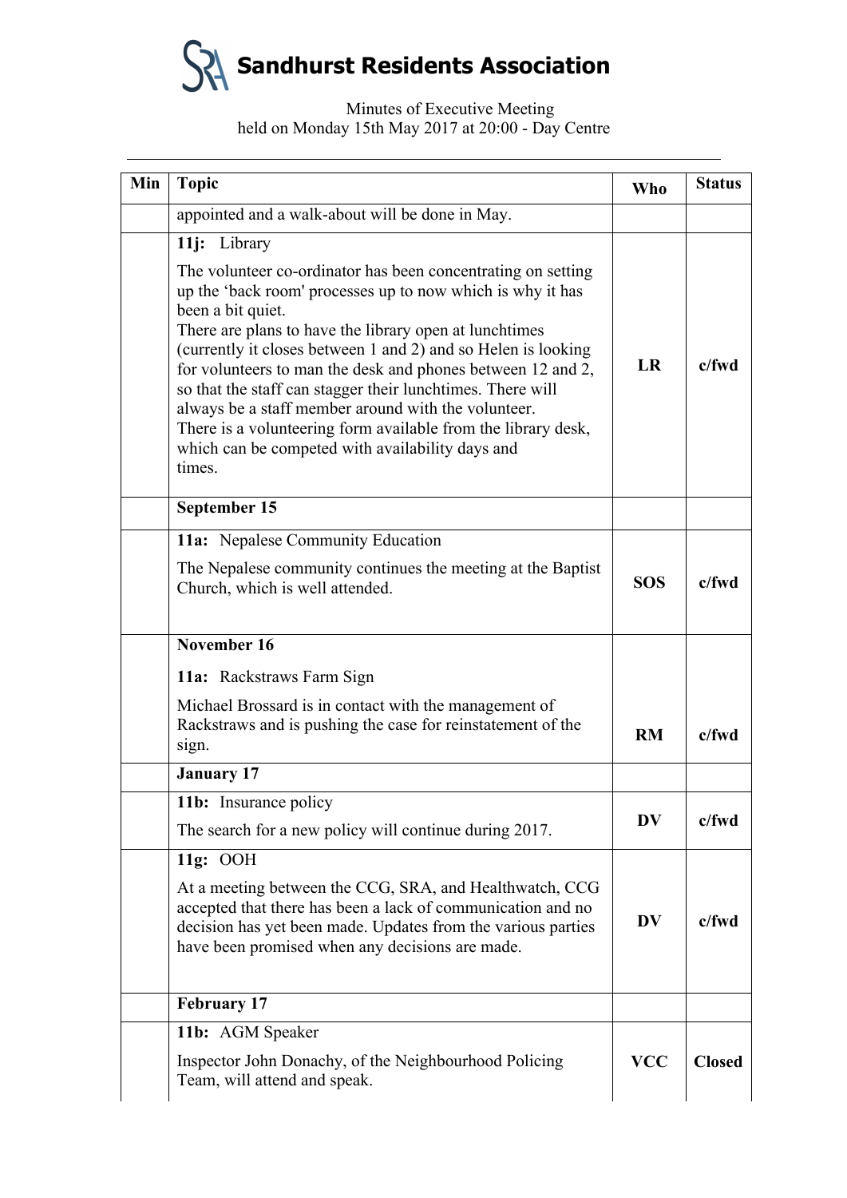# Sandhurst Residents Association

Minutes of Executive Meeting
held on Monday 15th May 2017 at 20:00 - Day Centre

| Min | Topic | Who | Status |
|---|---|---|---|
| | appointed and a walk-about will be done in May. | | |
| | **11j:** Library<br><br>The volunteer co-ordinator has been concentrating on setting up the 'back room' processes up to now which is why it has been a bit quiet.<br>There are plans to have the library open at lunchtimes (currently it closes between 1 and 2) and so Helen is looking for volunteers to man the desk and phones between 12 and 2, so that the staff can stagger their lunchtimes. There will always be a staff member around with the volunteer.<br>There is a volunteering form available from the library desk, which can be competed with availability days and times. | **LR** | **c/fwd** |
| | **September 15** | | |
| | **11a:** Nepalese Community Education<br><br>The Nepalese community continues the meeting at the Baptist Church, which is well attended. | **SOS** | **c/fwd** |
| | **November 16**<br><br>**11a:** Rackstraws Farm Sign<br><br>Michael Brossard is in contact with the management of Rackstraws and is pushing the case for reinstatement of the sign. | **RM** | **c/fwd** |
| | **January 17** | | |
| | **11b:** Insurance policy<br><br>The search for a new policy will continue during 2017. | **DV** | **c/fwd** |
| | **11g:** OOH<br><br>At a meeting between the CCG, SRA, and Healthwatch, CCG accepted that there has been a lack of communication and no decision has yet been made. Updates from the various parties have been promised when any decisions are made. | **DV** | **c/fwd** |
| | **February 17** | | |
| | **11b:** AGM Speaker<br><br>Inspector John Donachy, of the Neighbourhood Policing Team, will attend and speak. | **VCC** | **Closed** |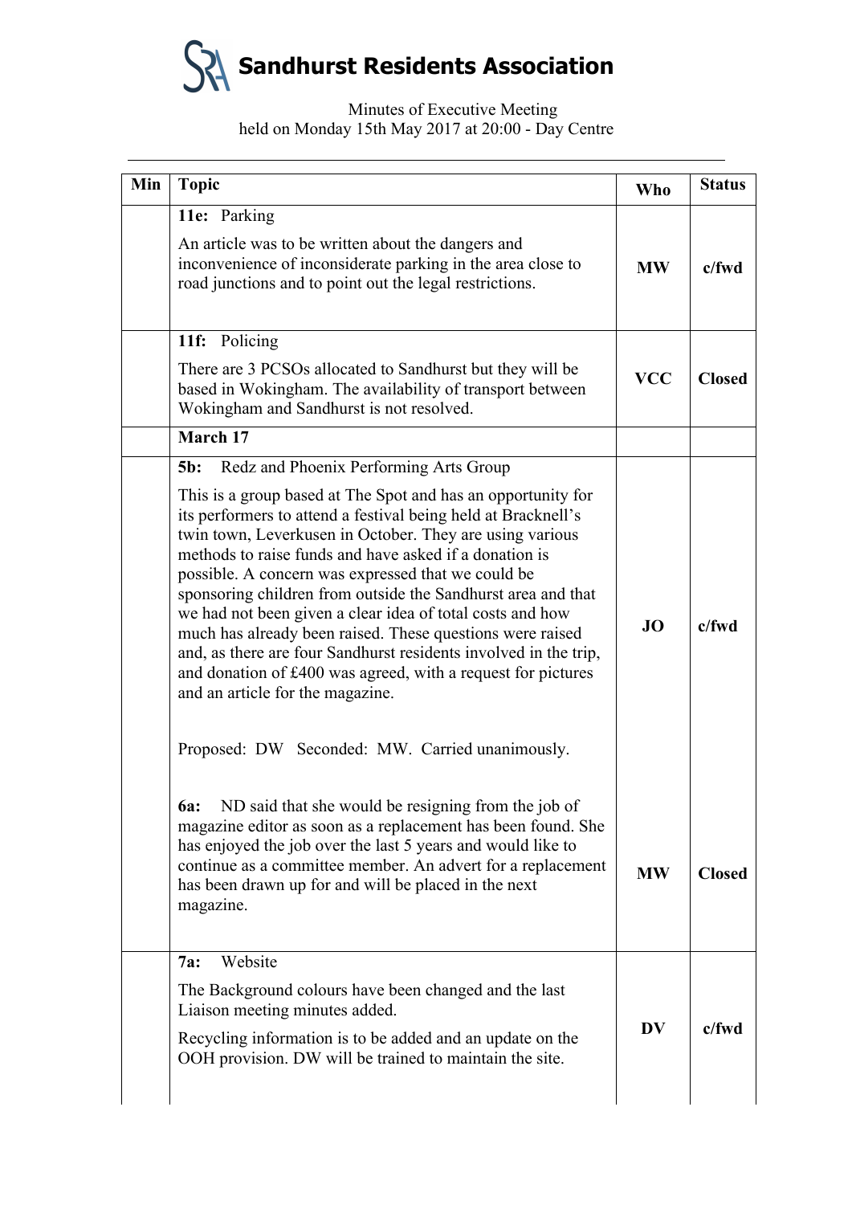# Sandhurst Residents Association

Minutes of Executive Meeting
held on Monday 15th May 2017 at 20:00 - Day Centre

---

| Min | Topic | Who | Status |
|---|---|---|---|
| | **11e:** Parking<br><br>An article was to be written about the dangers and inconvenience of inconsiderate parking in the area close to road junctions and to point out the legal restrictions. | **MW** | **c/fwd** |
| | **11f:** Policing<br><br>There are 3 PCSOs allocated to Sandhurst but they will be based in Wokingham. The availability of transport between Wokingham and Sandhurst is not resolved. | **VCC** | **Closed** |
| | **March 17** | | |
| | **5b:** Redz and Phoenix Performing Arts Group<br><br>This is a group based at The Spot and has an opportunity for its performers to attend a festival being held at Bracknell's twin town, Leverkusen in October. They are using various methods to raise funds and have asked if a donation is possible. A concern was expressed that we could be sponsoring children from outside the Sandhurst area and that we had not been given a clear idea of total costs and how much has already been raised. These questions were raised and, as there are four Sandhurst residents involved in the trip, and donation of £400 was agreed, with a request for pictures and an article for the magazine.<br><br>Proposed: DW Seconded: MW. Carried unanimously. | **JO** | **c/fwd** |
| | **6a:** ND said that she would be resigning from the job of magazine editor as soon as a replacement has been found. She has enjoyed the job over the last 5 years and would like to continue as a committee member. An advert for a replacement has been drawn up for and will be placed in the next magazine. | **MW** | **Closed** |
| | **7a:** Website<br><br>The Background colours have been changed and the last Liaison meeting minutes added.<br><br>Recycling information is to be added and an update on the OOH provision. DW will be trained to maintain the site. | **DV** | **c/fwd** |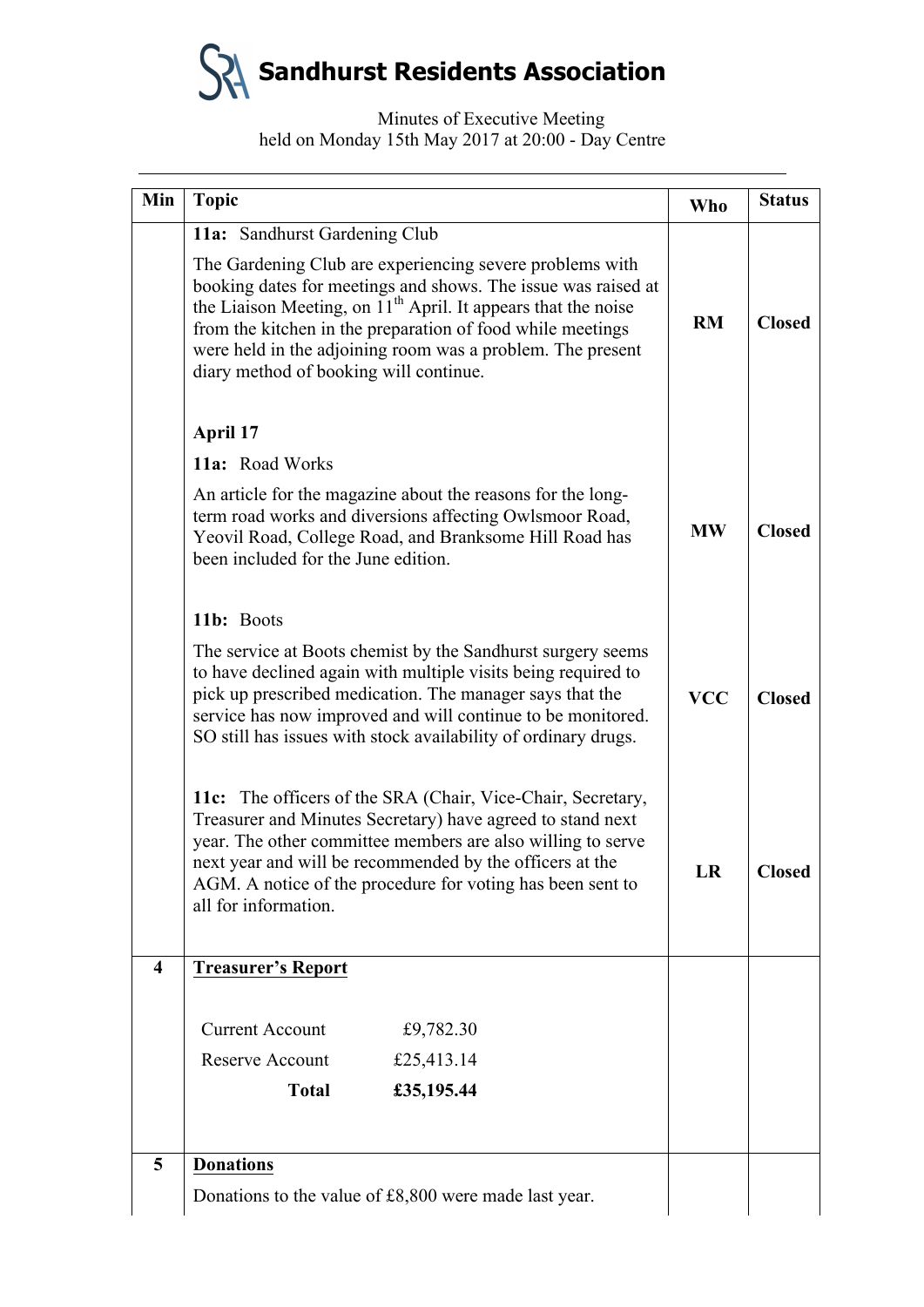# Sandhurst Residents Association

Minutes of Executive Meeting
held on Monday 15th May 2017 at 20:00 - Day Centre

| Min | Topic | Who | Status |
|---|---|---|---|
| | **11a:** Sandhurst Gardening Club<br><br>The Gardening Club are experiencing severe problems with booking dates for meetings and shows. The issue was raised at the Liaison Meeting, on 11th April. It appears that the noise from the kitchen in the preparation of food while meetings were held in the adjoining room was a problem. The present diary method of booking will continue. | **RM** | **Closed** |
| | **April 17**<br><br>**11a:** Road Works<br><br>An article for the magazine about the reasons for the long-term road works and diversions affecting Owlsmoor Road, Yeovil Road, College Road, and Branksome Hill Road has been included for the June edition. | **MW** | **Closed** |
| | **11b:** Boots<br><br>The service at Boots chemist by the Sandhurst surgery seems to have declined again with multiple visits being required to pick up prescribed medication. The manager says that the service has now improved and will continue to be monitored. SO still has issues with stock availability of ordinary drugs. | **VCC** | **Closed** |
| | **11c:** The officers of the SRA (Chair, Vice-Chair, Secretary, Treasurer and Minutes Secretary) have agreed to stand next year. The other committee members are also willing to serve next year and will be recommended by the officers at the AGM. A notice of the procedure for voting has been sent to all for information. | **LR** | **Closed** |
| **4** | **Treasurer's Report**<br><br>Current Account £9,782.30<br>Reserve Account £25,413.14<br>**Total** **£35,195.44** | | |
| **5** | **Donations**<br><br>Donations to the value of £8,800 were made last year. | | |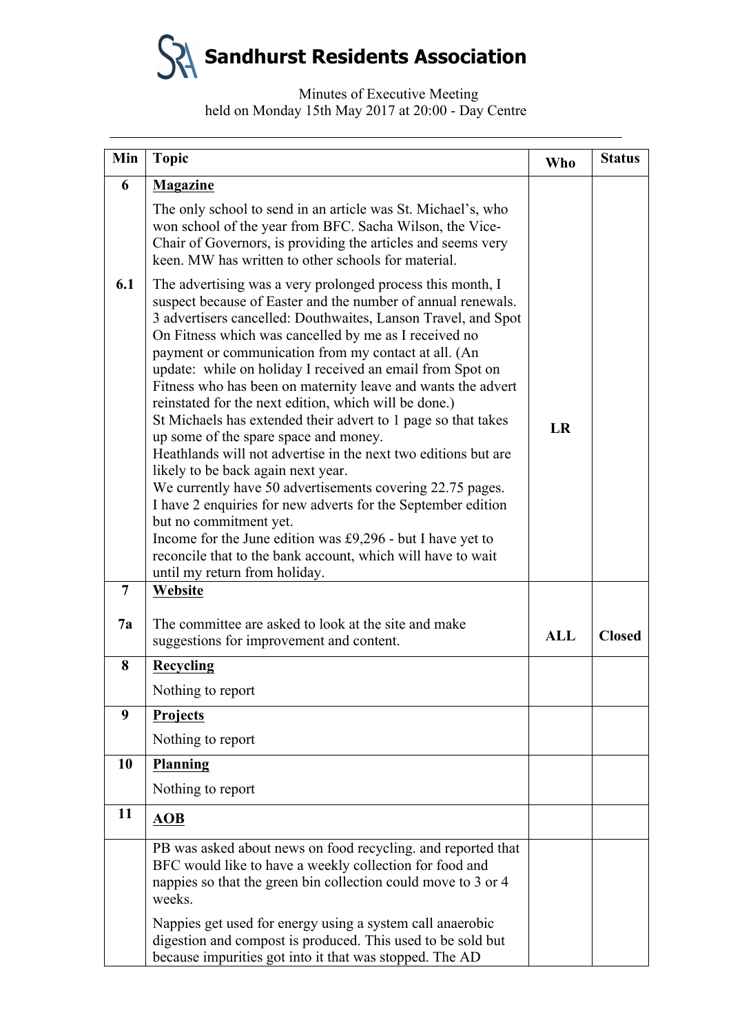# Sandhurst Residents Association

Minutes of Executive Meeting
held on Monday 15th May 2017 at 20:00 - Day Centre

| Min | Topic | Who | Status |
|---|---|---|---|
| 6 | **Magazine**<br><br>The only school to send in an article was St. Michael's, who won school of the year from BFC. Sacha Wilson, the Vice-Chair of Governors, is providing the articles and seems very keen. MW has written to other schools for material. | | |
| 6.1 | The advertising was a very prolonged process this month, I suspect because of Easter and the number of annual renewals. 3 advertisers cancelled: Douthwaites, Lanson Travel, and Spot On Fitness which was cancelled by me as I received no payment or communication from my contact at all. (An update: while on holiday I received an email from Spot on Fitness who has been on maternity leave and wants the advert reinstated for the next edition, which will be done.)<br>St Michaels has extended their advert to 1 page so that takes up some of the spare space and money.<br>Heathlands will not advertise in the next two editions but are likely to be back again next year.<br>We currently have 50 advertisements covering 22.75 pages.<br>I have 2 enquiries for new adverts for the September edition but no commitment yet.<br>Income for the June edition was £9,296 - but I have yet to reconcile that to the bank account, which will have to wait until my return from holiday. | LR | |
| 7 | **Website** | | |
| 7a | The committee are asked to look at the site and make suggestions for improvement and content. | ALL | Closed |
| 8 | **Recycling**<br><br>Nothing to report | | |
| 9 | **Projects**<br><br>Nothing to report | | |
| 10 | **Planning**<br><br>Nothing to report | | |
| 11 | **AOB** | | |
| | PB was asked about news on food recycling. and reported that BFC would like to have a weekly collection for food and nappies so that the green bin collection could move to 3 or 4 weeks.<br><br>Nappies get used for energy using a system call anaerobic digestion and compost is produced. This used to be sold but because impurities got into it that was stopped. The AD | | |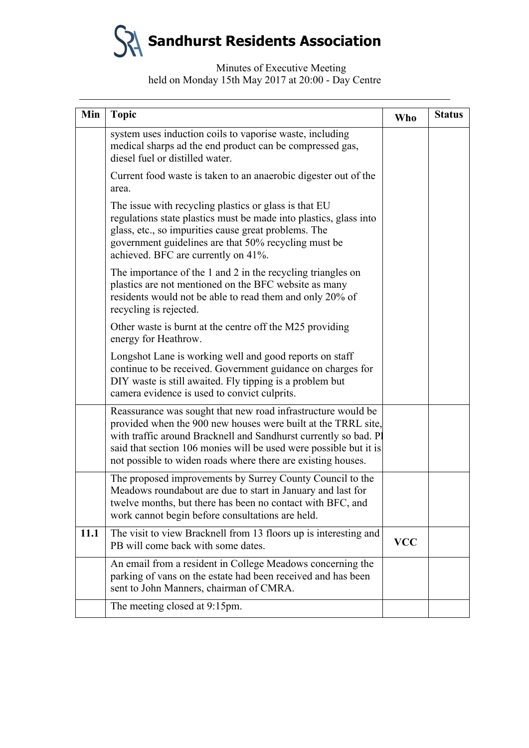# Sandhurst Residents Association

Minutes of Executive Meeting
held on Monday 15th May 2017 at 20:00 - Day Centre

| Min | Topic | Who | Status |
|---|---|---|---|
| | system uses induction coils to vaporise waste, including medical sharps ad the end product can be compressed gas, diesel fuel or distilled water.<br><br>Current food waste is taken to an anaerobic digester out of the area.<br><br>The issue with recycling plastics or glass is that EU regulations state plastics must be made into plastics, glass into glass, etc., so impurities cause great problems. The government guidelines are that 50% recycling must be achieved. BFC are currently on 41%.<br><br>The importance of the 1 and 2 in the recycling triangles on plastics are not mentioned on the BFC website as many residents would not be able to read them and only 20% of recycling is rejected.<br><br>Other waste is burnt at the centre off the M25 providing energy for Heathrow.<br><br>Longshot Lane is working well and good reports on staff continue to be received. Government guidance on charges for DIY waste is still awaited. Fly tipping is a problem but camera evidence is used to convict culprits. | | |
| | Reassurance was sought that new road infrastructure would be provided when the 900 new houses were built at the TRRL site, with traffic around Bracknell and Sandhurst currently so bad. Pl said that section 106 monies will be used were possible but it is not possible to widen roads where there are existing houses. | | |
| | The proposed improvements by Surrey County Council to the Meadows roundabout are due to start in January and last for twelve months, but there has been no contact with BFC, and work cannot begin before consultations are held. | | |
| **11.1** | The visit to view Bracknell from 13 floors up is interesting and PB will come back with some dates. | **VCC** | |
| | An email from a resident in College Meadows concerning the parking of vans on the estate had been received and has been sent to John Manners, chairman of CMRA. | | |
| | The meeting closed at 9:15pm. | | |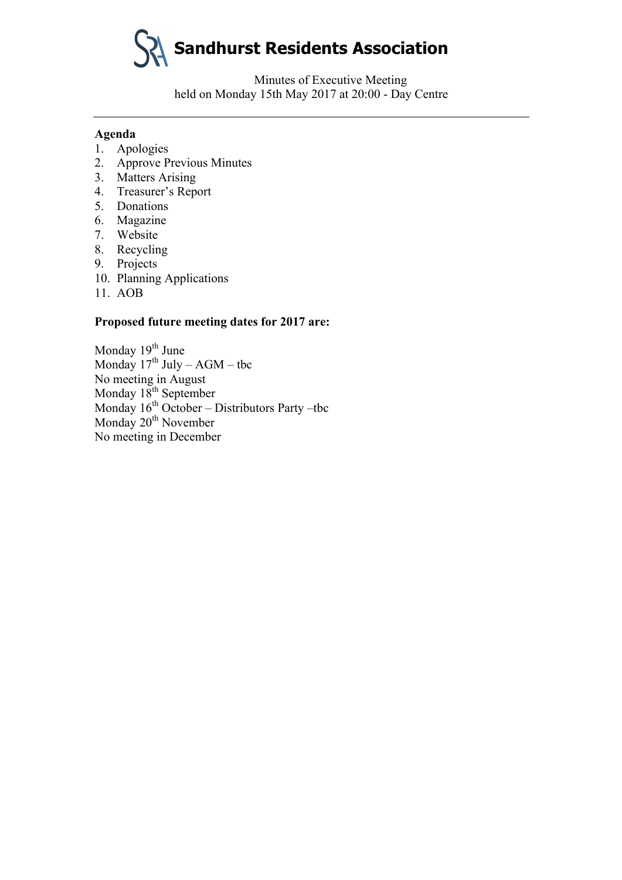# Sandhurst Residents Association

Minutes of Executive Meeting
held on Monday 15th May 2017 at 20:00 - Day Centre

---

**Agenda**

1. Apologies
2. Approve Previous Minutes
3. Matters Arising
4. Treasurer's Report
5. Donations
6. Magazine
7. Website
8. Recycling
9. Projects
10. Planning Applications
11. AOB

**Proposed future meeting dates for 2017 are:**

Monday 19th June
Monday 17th July – AGM – tbc
No meeting in August
Monday 18th September
Monday 16th October – Distributors Party –tbc
Monday 20th November
No meeting in December